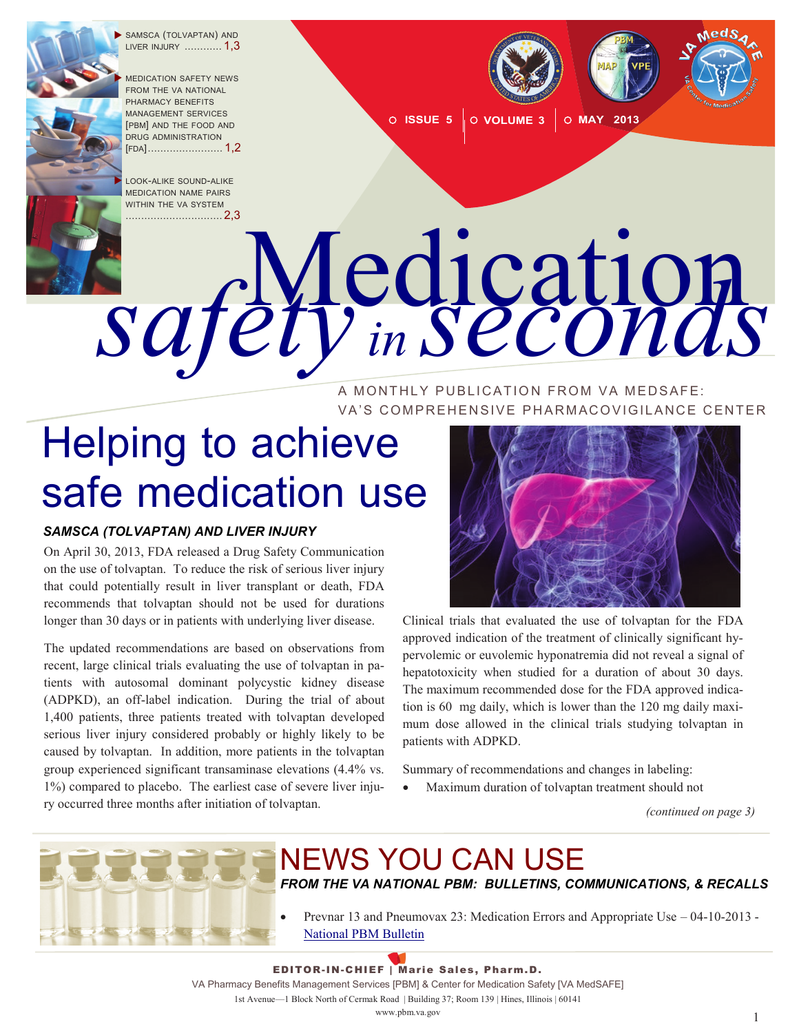- SAMSCA (TOLVAPTAN) AND LIVER INJURY ............ 1,3
- MEDICATION SAFETY NEWS FROM THE VA NATIONAL PHARMACY BENEFITS MANAGEMENT SERVICES [PBM] AND THE FOOD AND DRUG ADMINISTRATION [FDA]........................ 1,2
- LOOK-ALIKE SOUND-ALIKE MEDICATION NAME PAIRS WITHIN THE VA SYSTEM ............................... 2,3

ISSUE 5 | VOLUME 3 | MAY 2013

# Medication safety in seconds

A MONTHLY PUBLICATION FROM VA MEDSAFE: VA'S COMPREHENSIVE PHARMACOVIGILANCE CENTER

## Helping to achieve safe medication use

### *SAMSCA (TOLVAPTAN) AND LIVER INJURY*

On April 30, 2013, FDA released a Drug Safety Communication on the use of tolvaptan. To reduce the risk of serious liver injury that could potentially result in liver transplant or death, FDA recommends that tolvaptan should not be used for durations longer than 30 days or in patients with underlying liver disease.

The updated recommendations are based on observations from recent, large clinical trials evaluating the use of tolvaptan in patients with autosomal dominant polycystic kidney disease (ADPKD), an off-label indication. During the trial of about 1,400 patients, three patients treated with tolvaptan developed serious liver injury considered probably or highly likely to be caused by tolvaptan. In addition, more patients in the tolvaptan group experienced significant transaminase elevations (4.4% vs. 1%) compared to placebo. The earliest case of severe liver injury occurred three months after initiation of tolvaptan.

Clinical trials that evaluated the use of tolvaptan for the FDA approved indication of the treatment of clinically significant hypervolemic or euvolemic hyponatremia did not reveal a signal of hepatotoxicity when studied for a duration of about 30 days. The maximum recommended dose for the FDA approved indication is 60 mg daily, which is lower than the 120 mg daily maximum dose allowed in the clinical trials studying tolvaptan in patients with ADPKD.

Summary of recommendations and changes in labeling:

- Maximum duration of tolvaptan treatment should not

*(continued on page 3)*

## NEWS YOU CAN USE

***FROM THE VA NATIONAL PBM: BULLETINS, COMMUNICATIONS, & RECALLS***

- Prevnar 13 and Pneumovax 23: Medication Errors and Appropriate Use – 04-10-2013 - National PBM Bulletin

**EDITOR-IN-CHIEF | Marie Sales, Pharm.D.**

VA Pharmacy Benefits Management Services [PBM] & Center for Medication Safety [VA MedSAFE]

1st Avenue—1 Block North of Cermak Road | Building 37; Room 139 | Hines, Illinois | 60141

www.pbm.va.gov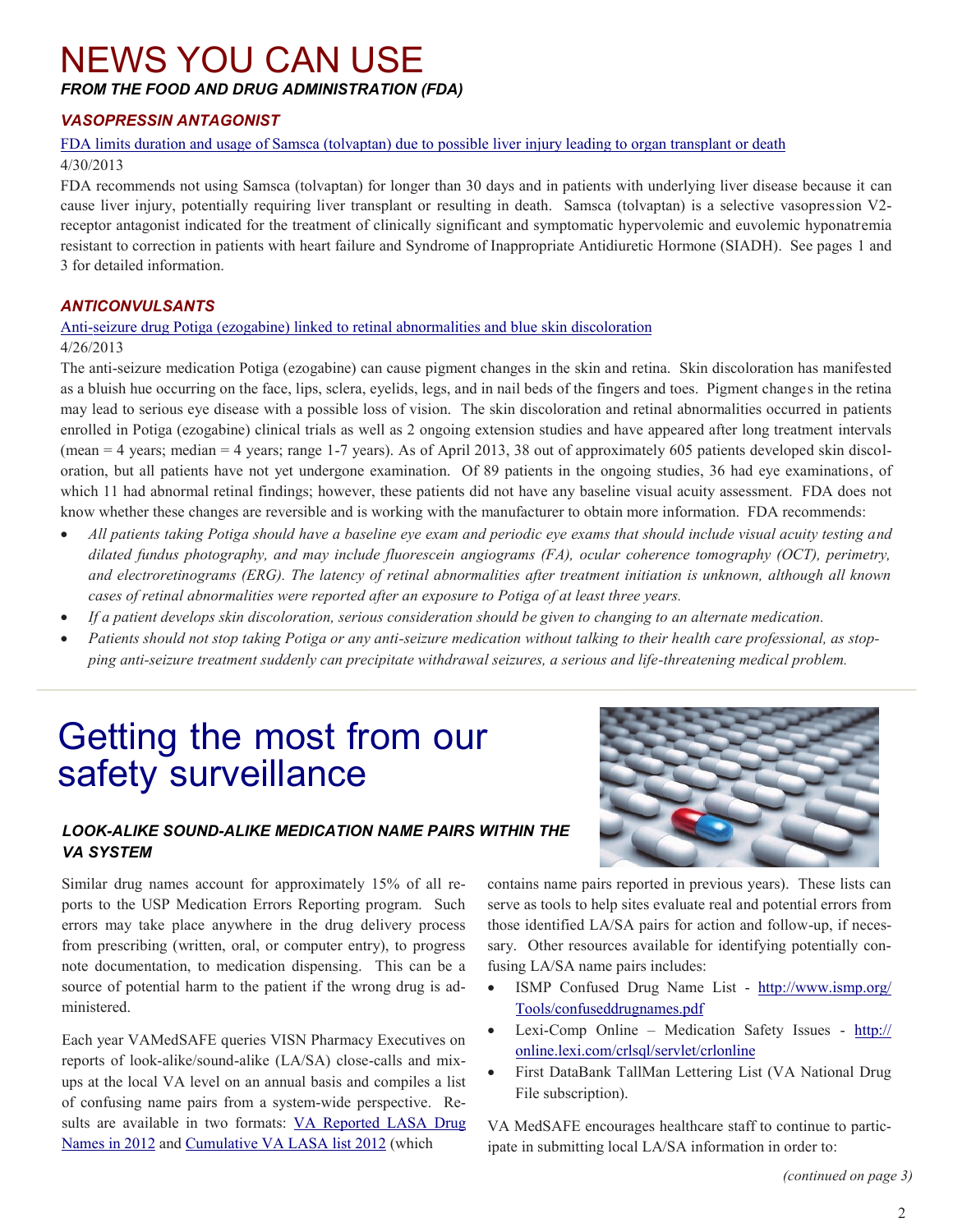# NEWS YOU CAN USE

***FROM THE FOOD AND DRUG ADMINISTRATION (FDA)***

### *VASOPRESSIN ANTAGONIST*

FDA limits duration and usage of Samsca (tolvaptan) due to possible liver injury leading to organ transplant or death

4/30/2013

FDA recommends not using Samsca (tolvaptan) for longer than 30 days and in patients with underlying liver disease because it can cause liver injury, potentially requiring liver transplant or resulting in death. Samsca (tolvaptan) is a selective vasopression V2-receptor antagonist indicated for the treatment of clinically significant and symptomatic hypervolemic and euvolemic hyponatremia resistant to correction in patients with heart failure and Syndrome of Inappropriate Antidiuretic Hormone (SIADH). See pages 1 and 3 for detailed information.

### *ANTICONVULSANTS*

Anti-seizure drug Potiga (ezogabine) linked to retinal abnormalities and blue skin discoloration

4/26/2013

The anti-seizure medication Potiga (ezogabine) can cause pigment changes in the skin and retina. Skin discoloration has manifested as a bluish hue occurring on the face, lips, sclera, eyelids, legs, and in nail beds of the fingers and toes. Pigment changes in the retina may lead to serious eye disease with a possible loss of vision. The skin discoloration and retinal abnormalities occurred in patients enrolled in Potiga (ezogabine) clinical trials as well as 2 ongoing extension studies and have appeared after long treatment intervals (mean = 4 years; median = 4 years; range 1-7 years). As of April 2013, 38 out of approximately 605 patients developed skin discoloration, but all patients have not yet undergone examination. Of 89 patients in the ongoing studies, 36 had eye examinations, of which 11 had abnormal retinal findings; however, these patients did not have any baseline visual acuity assessment. FDA does not know whether these changes are reversible and is working with the manufacturer to obtain more information. FDA recommends:

- *All patients taking Potiga should have a baseline eye exam and periodic eye exams that should include visual acuity testing and dilated fundus photography, and may include fluorescein angiograms (FA), ocular coherence tomography (OCT), perimetry, and electroretinograms (ERG). The latency of retinal abnormalities after treatment initiation is unknown, although all known cases of retinal abnormalities were reported after an exposure to Potiga of at least three years.*
- *If a patient develops skin discoloration, serious consideration should be given to changing to an alternate medication.*
- *Patients should not stop taking Potiga or any anti-seizure medication without talking to their health care professional, as stopping anti-seizure treatment suddenly can precipitate withdrawal seizures, a serious and life-threatening medical problem.*

# Getting the most from our safety surveillance

### *LOOK-ALIKE SOUND-ALIKE MEDICATION NAME PAIRS WITHIN THE VA SYSTEM*

Similar drug names account for approximately 15% of all reports to the USP Medication Errors Reporting program. Such errors may take place anywhere in the drug delivery process from prescribing (written, oral, or computer entry), to progress note documentation, to medication dispensing. This can be a source of potential harm to the patient if the wrong drug is administered.

Each year VAMedSAFE queries VISN Pharmacy Executives on reports of look-alike/sound-alike (LA/SA) close-calls and mix-ups at the local VA level on an annual basis and compiles a list of confusing name pairs from a system-wide perspective. Results are available in two formats: VA Reported LASA Drug Names in 2012 and Cumulative VA LASA list 2012 (which contains name pairs reported in previous years). These lists can serve as tools to help sites evaluate real and potential errors from those identified LA/SA pairs for action and follow-up, if necessary. Other resources available for identifying potentially confusing LA/SA name pairs includes:

- ISMP Confused Drug Name List - http://www.ismp.org/Tools/confuseddrugnames.pdf
- Lexi-Comp Online – Medication Safety Issues - http://online.lexi.com/crlsql/servlet/crlonline
- First DataBank TallMan Lettering List (VA National Drug File subscription).

VA MedSAFE encourages healthcare staff to continue to participate in submitting local LA/SA information in order to:

*(continued on page 3)*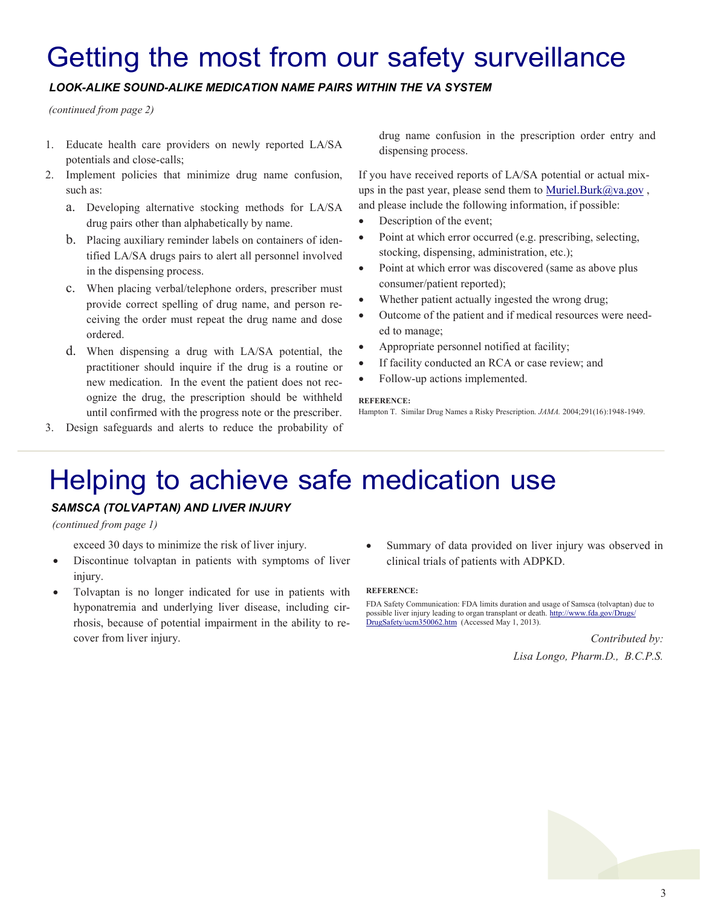# Getting the most from our safety surveillance

***LOOK-ALIKE SOUND-ALIKE MEDICATION NAME PAIRS WITHIN THE VA SYSTEM***

*(continued from page 2)*

1. Educate health care providers on newly reported LA/SA potentials and close-calls;
2. Implement policies that minimize drug name confusion, such as:
   a. Developing alternative stocking methods for LA/SA drug pairs other than alphabetically by name.
   b. Placing auxiliary reminder labels on containers of identified LA/SA drugs pairs to alert all personnel involved in the dispensing process.
   c. When placing verbal/telephone orders, prescriber must provide correct spelling of drug name, and person receiving the order must repeat the drug name and dose ordered.
   d. When dispensing a drug with LA/SA potential, the practitioner should inquire if the drug is a routine or new medication. In the event the patient does not recognize the drug, the prescription should be withheld until confirmed with the progress note or the prescriber.
3. Design safeguards and alerts to reduce the probability of drug name confusion in the prescription order entry and dispensing process.

If you have received reports of LA/SA potential or actual mix-ups in the past year, please send them to Muriel.Burk@va.gov , and please include the following information, if possible:

- Description of the event;
- Point at which error occurred (e.g. prescribing, selecting, stocking, dispensing, administration, etc.);
- Point at which error was discovered (same as above plus consumer/patient reported);
- Whether patient actually ingested the wrong drug;
- Outcome of the patient and if medical resources were needed to manage;
- Appropriate personnel notified at facility;
- If facility conducted an RCA or case review; and
- Follow-up actions implemented.

**REFERENCE:**

Hampton T. Similar Drug Names a Risky Prescription. *JAMA.* 2004;291(16):1948-1949.

# Helping to achieve safe medication use

***SAMSCA (TOLVAPTAN) AND LIVER INJURY***

*(continued from page 1)*

exceed 30 days to minimize the risk of liver injury.

- Discontinue tolvaptan in patients with symptoms of liver injury.
- Tolvaptan is no longer indicated for use in patients with hyponatremia and underlying liver disease, including cirrhosis, because of potential impairment in the ability to recover from liver injury.
- Summary of data provided on liver injury was observed in clinical trials of patients with ADPKD.

**REFERENCE:**

FDA Safety Communication: FDA limits duration and usage of Samsca (tolvaptan) due to possible liver injury leading to organ transplant or death. http://www.fda.gov/Drugs/DrugSafety/ucm350062.htm (Accessed May 1, 2013).

*Contributed by:*
*Lisa Longo, Pharm.D., B.C.P.S.*